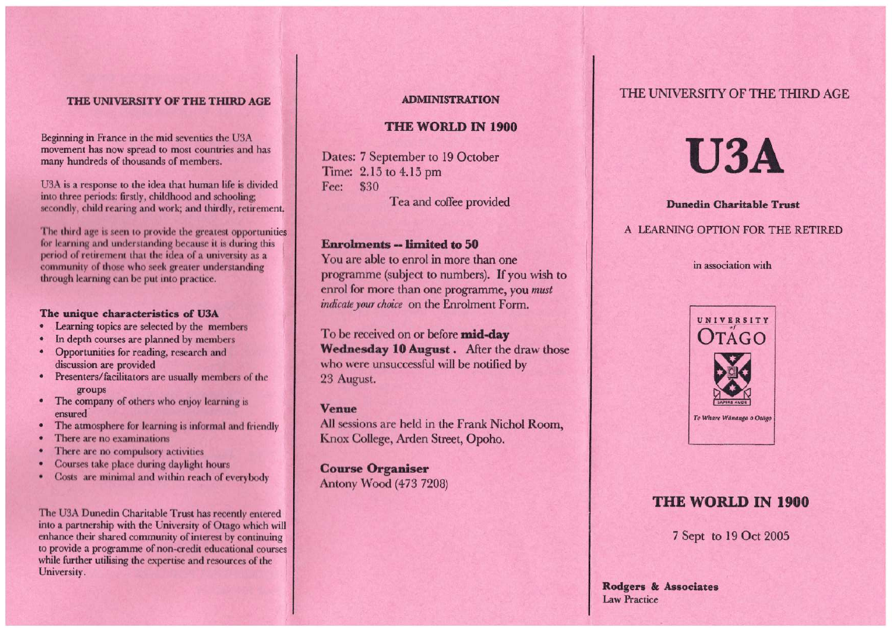## THE UNIVERSITY OF THE THIRD AGE

Beginning in France in the mid seventies the U3A movement has now spread to most countries and has many hundreds of thousands of members.

U3A is a response to the idea that human life is divided into three periods: firstly, childhood and schooling; secondly, child rearing and work; and thirdly, retirement.

The third age is seen to provide the greatest opportunities for learning and understanding because it is during this period of retirement that the idea of a university as a community of those who seek greater understanding through learning can be put into practice.

### The unique characteristics of U3A

- Learning topics are selected by the members
- In depth courses are planned by members
- Opportunities for reading, research and discussion are provided
- Presenters/facilitators are usually members of the groups
- The company of others who enjoy learning is ensured
- The atmosphere for learning is informal and friendly
- There are no examinations
- There are no compulsory activities
- Courses take place during daylight hours
- Costs are minimal and within reach of everybody

The U3A Dunedin Charitable Trust has recently entered into a partnership with the University of Otago which will enhance their shared community of interest by continuing to provide a programme of non-credit educational courses while further utilising the expertise and resources of the University.

## ADMINISTRATION

### THE WORLD IN 1900

Dates: 7 September to 19 October
Time: 2.15 to 4.15 pm
Fee: $30

Tea and coffee provided

**Enrolments -- limited to 50**

You are able to enrol in more than one programme (subject to numbers). If you wish to enrol for more than one programme, you *must indicate your choice* on the Enrolment Form.

To be received on or before **mid-day Wednesday 10 August**. After the draw those who were unsuccessful will be notified by 23 August.

**Venue**

All sessions are held in the Frank Nichol Room, Knox College, Arden Street, Opoho.

**Course Organiser**

Antony Wood (473 7208)

THE UNIVERSITY OF THE THIRD AGE

# U3A

**Dunedin Charitable Trust**

A LEARNING OPTION FOR THE RETIRED

in association with

UNIVERSITY of OTAGO

SAPERE AUDE

Te Whare Wānanga o Otāgo

## THE WORLD IN 1900

7 Sept to 19 Oct 2005

**Rodgers & Associates**
Law Practice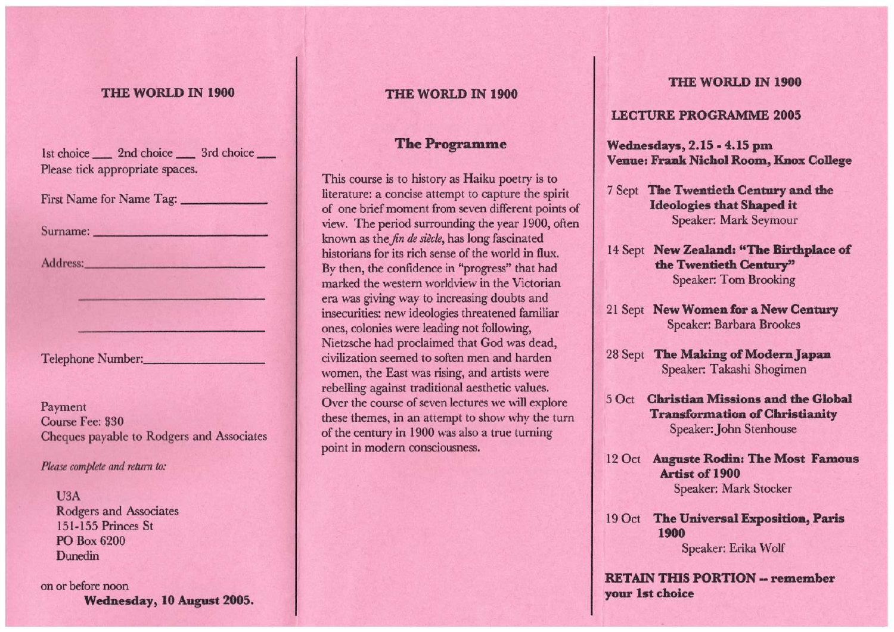## THE WORLD IN 1900

1st choice ___ 2nd choice ___ 3rd choice ___
Please tick appropriate spaces.

First Name for Name Tag: ____________

Surname: ____________________

Address: ____________________

____________________

____________________

Telephone Number: ________________

Payment
Course Fee: $30
Cheques payable to Rodgers and Associates

*Please complete and return to:*

U3A
Rodgers and Associates
151-155 Princes St
PO Box 6200
Dunedin

on or before noon
**Wednesday, 10 August 2005.**

## THE WORLD IN 1900

### The Programme

This course is to history as Haiku poetry is to literature: a concise attempt to capture the spirit of one brief moment from seven different points of view. The period surrounding the year 1900, often known as the *fin de siècle*, has long fascinated historians for its rich sense of the world in flux. By then, the confidence in "progress" that had marked the western worldview in the Victorian era was giving way to increasing doubts and insecurities: new ideologies threatened familiar ones, colonies were leading not following, Nietzsche had proclaimed that God was dead, civilization seemed to soften men and harden women, the East was rising, and artists were rebelling against traditional aesthetic values. Over the course of seven lectures we will explore these themes, in an attempt to show why the turn of the century in 1900 was also a true turning point in modern consciousness.

## THE WORLD IN 1900

### LECTURE PROGRAMME 2005

**Wednesdays, 2.15 - 4.15 pm**
**Venue: Frank Nichol Room, Knox College**

7 Sept **The Twentieth Century and the Ideologies that Shaped it**
Speaker: Mark Seymour

14 Sept **New Zealand: "The Birthplace of the Twentieth Century"**
Speaker: Tom Brooking

21 Sept **New Women for a New Century**
Speaker: Barbara Brookes

28 Sept **The Making of Modern Japan**
Speaker: Takashi Shogimen

5 Oct **Christian Missions and the Global Transformation of Christianity**
Speaker: John Stenhouse

12 Oct **Auguste Rodin: The Most Famous Artist of 1900**
Speaker: Mark Stocker

19 Oct **The Universal Exposition, Paris 1900**
Speaker: Erika Wolf

**RETAIN THIS PORTION -- remember your 1st choice**